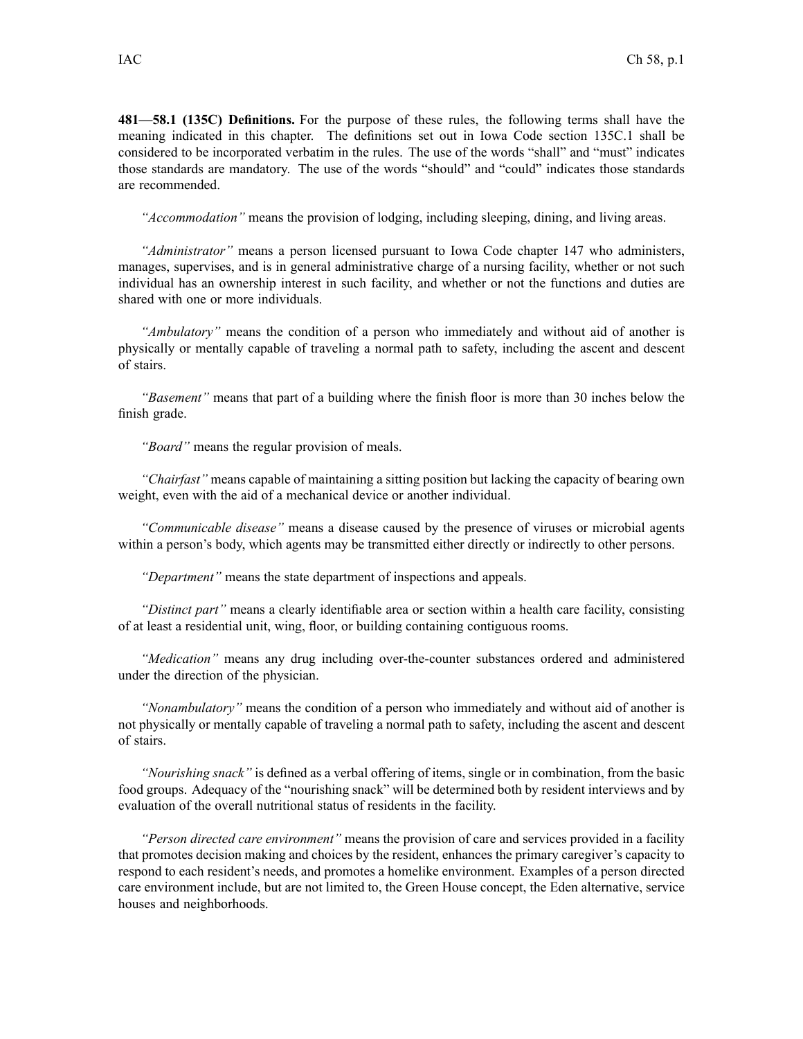**481—58.1 (135C) Definitions.** For the purpose of these rules, the following terms shall have the meaning indicated in this chapter. The definitions set out in Iowa Code section 135C.1 shall be considered to be incorporated verbatim in the rules. The use of the words "shall" and "must" indicates those standards are mandatory. The use of the words "should" and "could" indicates those standards are recommended.

*"Accommodation"* means the provision of lodging, including sleeping, dining, and living areas.

*"Administrator"* means a person licensed pursuant to Iowa Code chapter 147 who administers, manages, supervises, and is in general administrative charge of a nursing facility, whether or not such individual has an ownership interest in such facility, and whether or not the functions and duties are shared with one or more individuals.

*"Ambulatory"* means the condition of a person who immediately and without aid of another is physically or mentally capable of traveling a normal path to safety, including the ascent and descent of stairs.

*"Basement"* means that part of a building where the finish floor is more than 30 inches below the finish grade.

*"Board"* means the regular provision of meals.

*"Chairfast"* means capable of maintaining a sitting position but lacking the capacity of bearing own weight, even with the aid of a mechanical device or another individual.

*"Communicable disease"* means a disease caused by the presence of viruses or microbial agents within a person's body, which agents may be transmitted either directly or indirectly to other persons.

*"Department"* means the state department of inspections and appeals.

*"Distinct part"* means a clearly identifiable area or section within a health care facility, consisting of at least a residential unit, wing, floor, or building containing contiguous rooms.

*"Medication"* means any drug including over-the-counter substances ordered and administered under the direction of the physician.

*"Nonambulatory"* means the condition of a person who immediately and without aid of another is not physically or mentally capable of traveling a normal path to safety, including the ascent and descent of stairs.

*"Nourishing snack"* is defined as a verbal offering of items, single or in combination, from the basic food groups. Adequacy of the "nourishing snack" will be determined both by resident interviews and by evaluation of the overall nutritional status of residents in the facility.

*"Person directed care environment"* means the provision of care and services provided in a facility that promotes decision making and choices by the resident, enhances the primary caregiver's capacity to respond to each resident's needs, and promotes a homelike environment. Examples of a person directed care environment include, but are not limited to, the Green House concept, the Eden alternative, service houses and neighborhoods.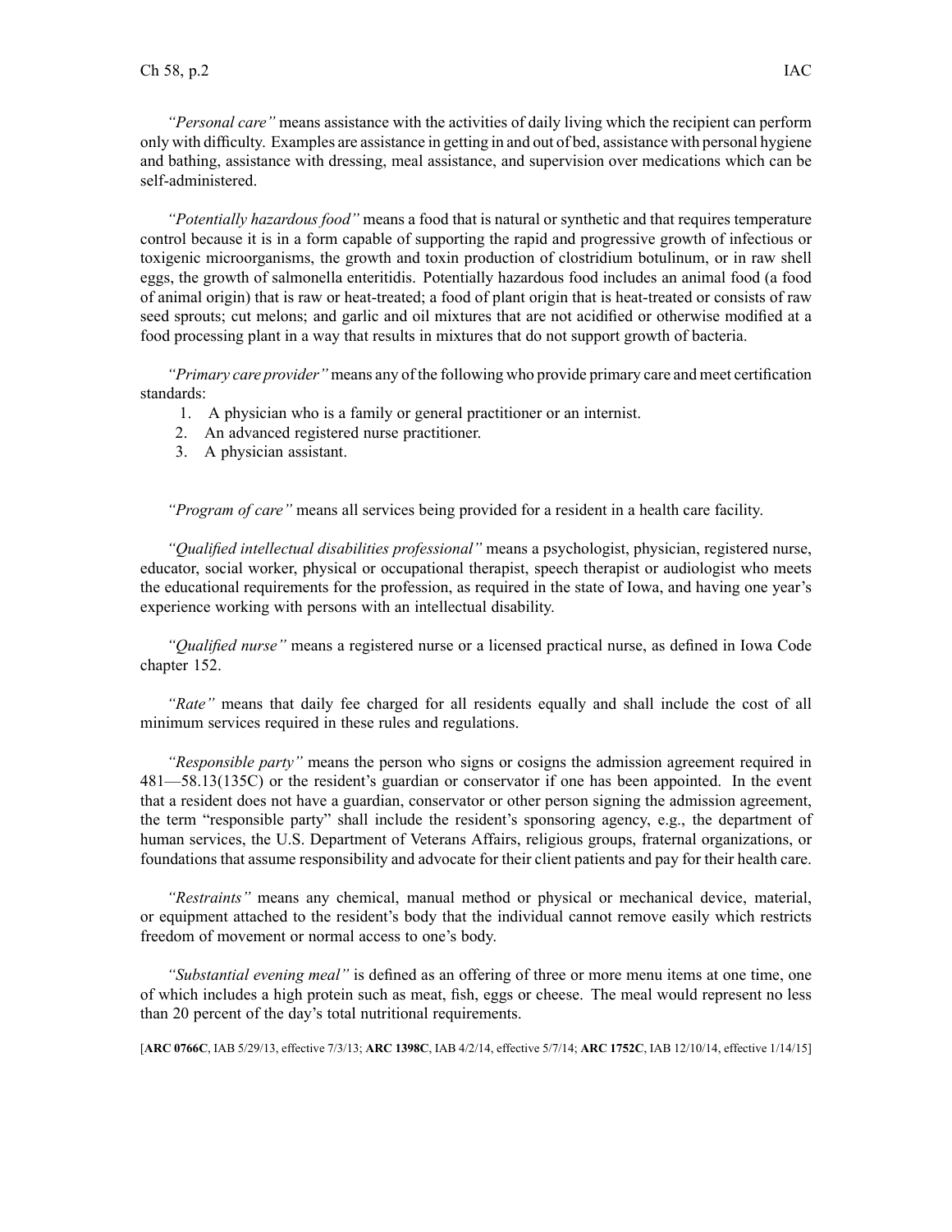*"Personal care"* means assistance with the activities of daily living which the recipient can perform only with difficulty. Examples are assistance in getting in and out of bed, assistance with personal hygiene and bathing, assistance with dressing, meal assistance, and supervision over medications which can be self-administered.

*"Potentially hazardous food"* means a food that is natural or synthetic and that requires temperature control because it is in a form capable of supporting the rapid and progressive growth of infectious or toxigenic microorganisms, the growth and toxin production of clostridium botulinum, or in raw shell eggs, the growth of salmonella enteritidis. Potentially hazardous food includes an animal food (a food of animal origin) that is raw or heat-treated; a food of plant origin that is heat-treated or consists of raw seed sprouts; cut melons; and garlic and oil mixtures that are not acidified or otherwise modified at a food processing plant in a way that results in mixtures that do not support growth of bacteria.

*"Primary care provider"* means any of the following who provide primary care and meet certification standards:

1. A physician who is a family or general practitioner or an internist.
2. An advanced registered nurse practitioner.
3. A physician assistant.

*"Program of care"* means all services being provided for a resident in a health care facility.

*"Qualified intellectual disabilities professional"* means a psychologist, physician, registered nurse, educator, social worker, physical or occupational therapist, speech therapist or audiologist who meets the educational requirements for the profession, as required in the state of Iowa, and having one year's experience working with persons with an intellectual disability.

*"Qualified nurse"* means a registered nurse or a licensed practical nurse, as defined in Iowa Code chapter 152.

*"Rate"* means that daily fee charged for all residents equally and shall include the cost of all minimum services required in these rules and regulations.

*"Responsible party"* means the person who signs or cosigns the admission agreement required in 481—58.13(135C) or the resident's guardian or conservator if one has been appointed. In the event that a resident does not have a guardian, conservator or other person signing the admission agreement, the term "responsible party" shall include the resident's sponsoring agency, e.g., the department of human services, the U.S. Department of Veterans Affairs, religious groups, fraternal organizations, or foundations that assume responsibility and advocate for their client patients and pay for their health care.

*"Restraints"* means any chemical, manual method or physical or mechanical device, material, or equipment attached to the resident's body that the individual cannot remove easily which restricts freedom of movement or normal access to one's body.

*"Substantial evening meal"* is defined as an offering of three or more menu items at one time, one of which includes a high protein such as meat, fish, eggs or cheese. The meal would represent no less than 20 percent of the day's total nutritional requirements.

[**ARC 0766C**, IAB 5/29/13, effective 7/3/13; **ARC 1398C**, IAB 4/2/14, effective 5/7/14; **ARC 1752C**, IAB 12/10/14, effective 1/14/15]